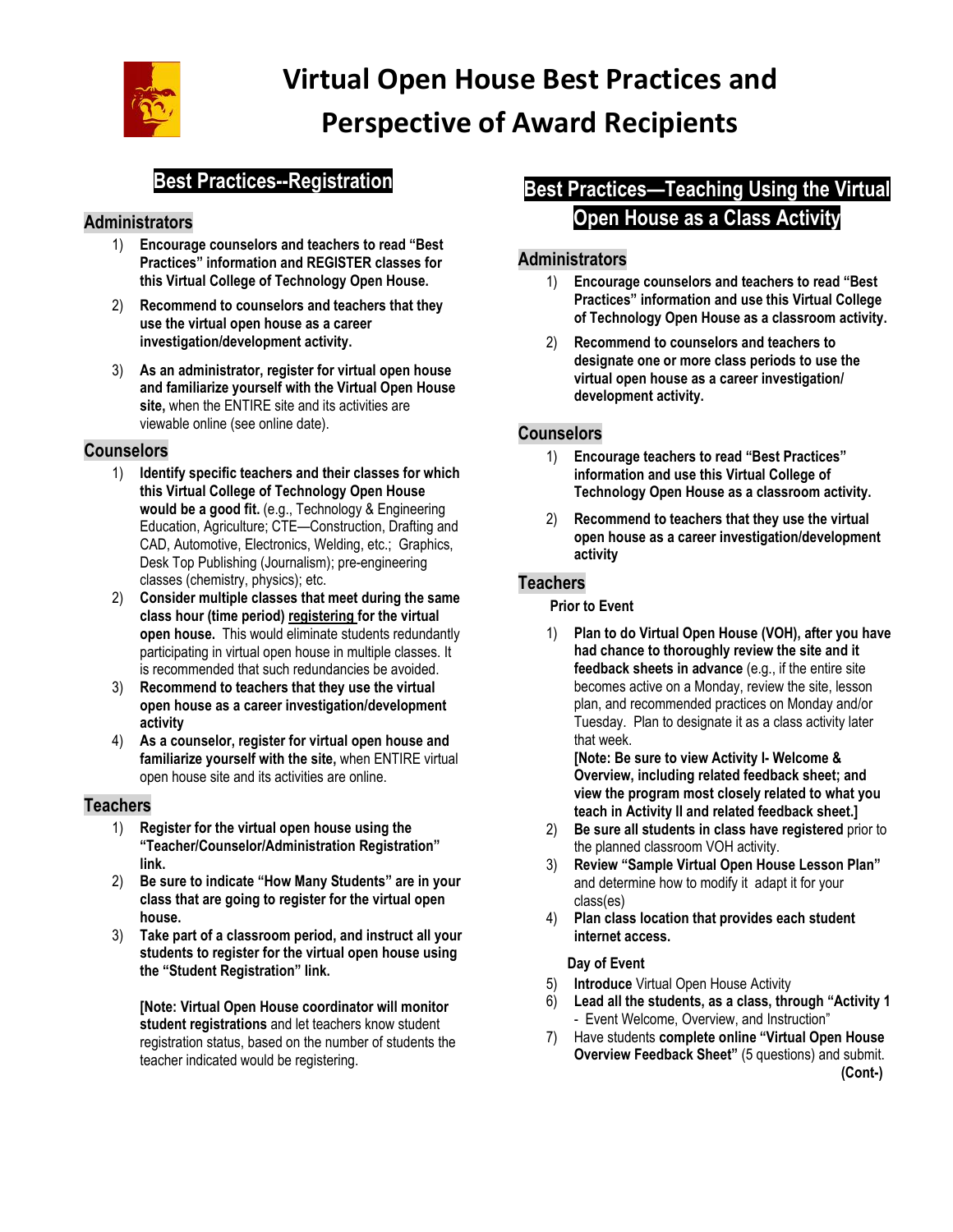# Virtual Open House Best Practices and Perspective of Award Recipients

## Best Practices--Registration

### Administrators

1) **Encourage counselors and teachers to read "Best Practices" information and REGISTER classes for this Virtual College of Technology Open House.**
2) **Recommend to counselors and teachers that they use the virtual open house as a career investigation/development activity.**
3) **As an administrator, register for virtual open house and familiarize yourself with the Virtual Open House site,** when the ENTIRE site and its activities are viewable online (see online date).

### Counselors

1) **Identify specific teachers and their classes for which this Virtual College of Technology Open House would be a good fit.** (e.g., Technology & Engineering Education, Agriculture; CTE—Construction, Drafting and CAD, Automotive, Electronics, Welding, etc.; Graphics, Desk Top Publishing (Journalism); pre-engineering classes (chemistry, physics); etc.
2) **Consider multiple classes that meet during the same class hour (time period) registering for the virtual open house.** This would eliminate students redundantly participating in virtual open house in multiple classes. It is recommended that such redundancies be avoided.
3) **Recommend to teachers that they use the virtual open house as a career investigation/development activity**
4) **As a counselor, register for virtual open house and familiarize yourself with the site,** when ENTIRE virtual open house site and its activities are online.

### Teachers

1) **Register for the virtual open house using the "Teacher/Counselor/Administration Registration" link.**
2) **Be sure to indicate "How Many Students" are in your class that are going to register for the virtual open house.**
3) **Take part of a classroom period, and instruct all your students to register for the virtual open house using the "Student Registration" link.**

   **[Note: Virtual Open House coordinator will monitor student registrations** and let teachers know student registration status, based on the number of students the teacher indicated would be registering.

## Best Practices—Teaching Using the Virtual Open House as a Class Activity

### Administrators

1) **Encourage counselors and teachers to read "Best Practices" information and use this Virtual College of Technology Open House as a classroom activity.**
2) **Recommend to counselors and teachers to designate one or more class periods to use the virtual open house as a career investigation/ development activity.**

### Counselors

1) **Encourage teachers to read "Best Practices" information and use this Virtual College of Technology Open House as a classroom activity.**
2) **Recommend to teachers that they use the virtual open house as a career investigation/development activity**

### Teachers

**Prior to Event**

1) **Plan to do Virtual Open House (VOH), after you have had chance to thoroughly review the site and it feedback sheets in advance** (e.g., if the entire site becomes active on a Monday, review the site, lesson plan, and recommended practices on Monday and/or Tuesday. Plan to designate it as a class activity later that week.
   **[Note: Be sure to view Activity I- Welcome & Overview, including related feedback sheet; and view the program most closely related to what you teach in Activity II and related feedback sheet.]**
2) **Be sure all students in class have registered** prior to the planned classroom VOH activity.
3) **Review "Sample Virtual Open House Lesson Plan"** and determine how to modify it adapt it for your class(es)
4) **Plan class location that provides each student internet access.**

**Day of Event**

5) **Introduce** Virtual Open House Activity
6) **Lead all the students, as a class, through "Activity 1** - Event Welcome, Overview, and Instruction"
7) Have students **complete online "Virtual Open House Overview Feedback Sheet"** (5 questions) and submit.

**(Cont-)**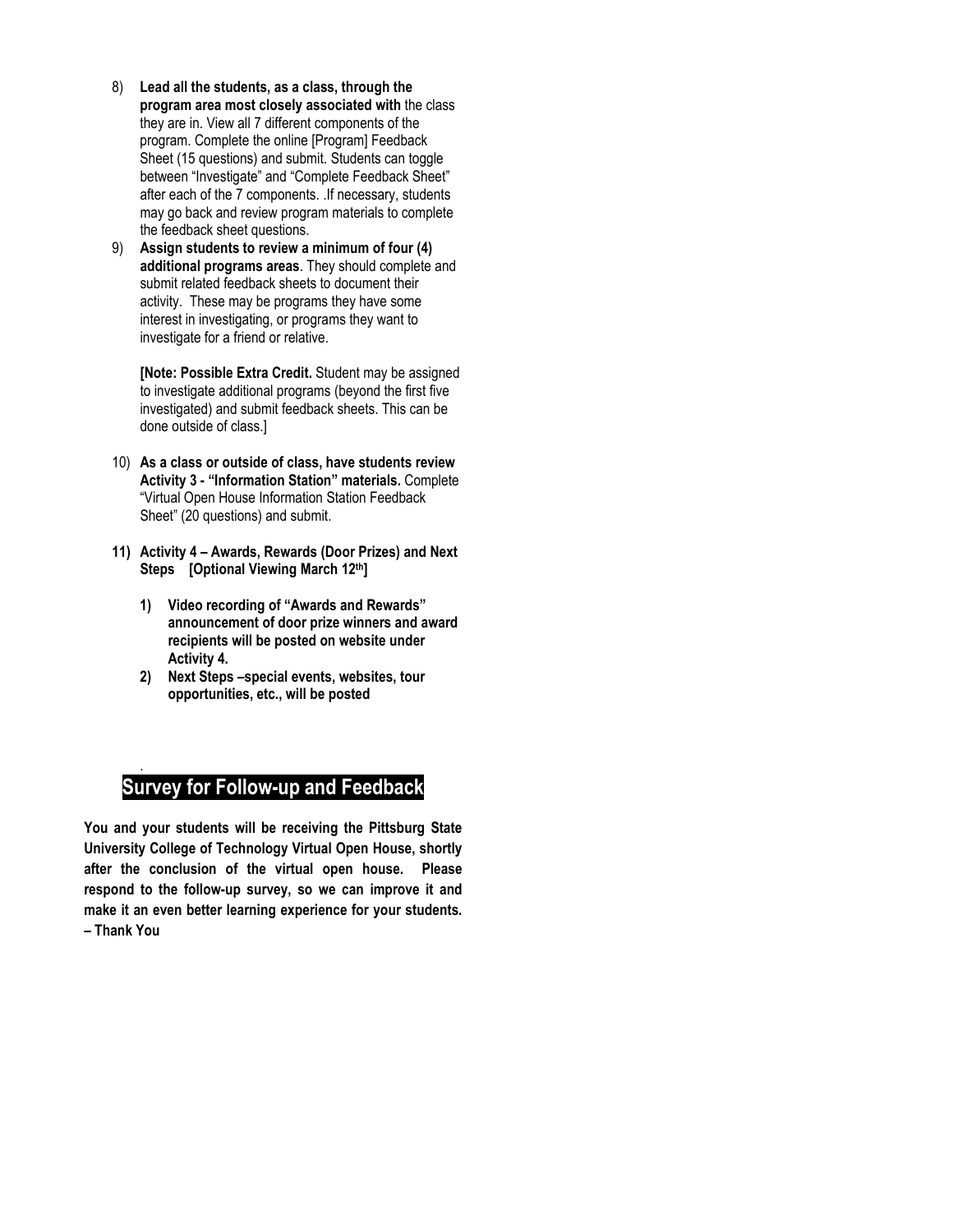8) **Lead all the students, as a class, through the program area most closely associated with** the class they are in. View all 7 different components of the program. Complete the online [Program] Feedback Sheet (15 questions) and submit. Students can toggle between "Investigate" and "Complete Feedback Sheet" after each of the 7 components. .If necessary, students may go back and review program materials to complete the feedback sheet questions.

9) **Assign students to review a minimum of four (4) additional programs areas**. They should complete and submit related feedback sheets to document their activity. These may be programs they have some interest in investigating, or programs they want to investigate for a friend or relative.

   **[Note: Possible Extra Credit.** Student may be assigned to investigate additional programs (beyond the first five investigated) and submit feedback sheets. This can be done outside of class.]

10) **As a class or outside of class, have students review Activity 3 - "Information Station" materials.** Complete "Virtual Open House Information Station Feedback Sheet" (20 questions) and submit.

11) **Activity 4 – Awards, Rewards (Door Prizes) and Next Steps [Optional Viewing March 12th]**

    1) **Video recording of "Awards and Rewards" announcement of door prize winners and award recipients will be posted on website under Activity 4.**
    2) **Next Steps –special events, websites, tour opportunities, etc., will be posted**

## Survey for Follow-up and Feedback

**You and your students will be receiving the Pittsburg State University College of Technology Virtual Open House, shortly after the conclusion of the virtual open house. Please respond to the follow-up survey, so we can improve it and make it an even better learning experience for your students. – Thank You**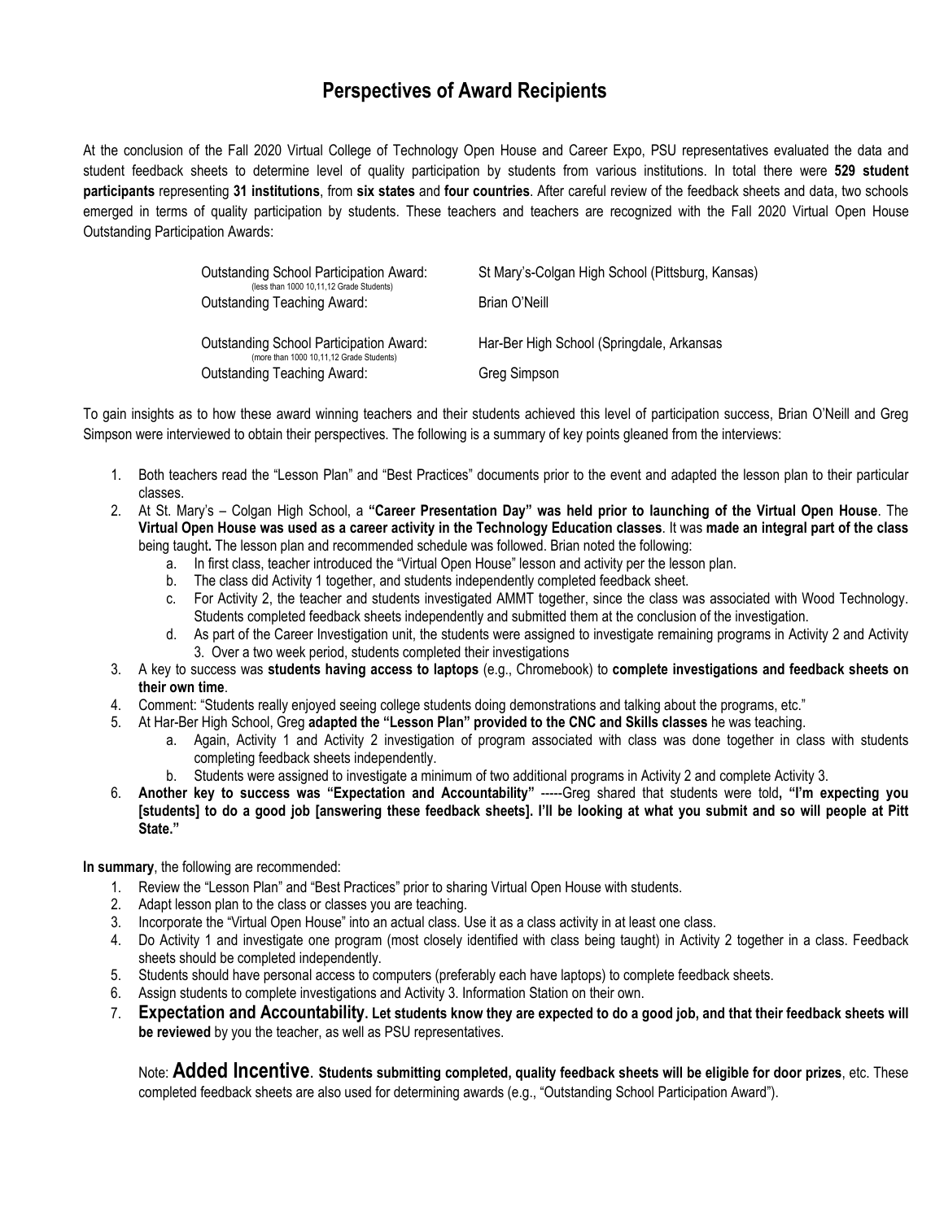# Perspectives of Award Recipients

At the conclusion of the Fall 2020 Virtual College of Technology Open House and Career Expo, PSU representatives evaluated the data and student feedback sheets to determine level of quality participation by students from various institutions. In total there were **529 student participants** representing **31 institutions**, from **six states** and **four countries**. After careful review of the feedback sheets and data, two schools emerged in terms of quality participation by students. These teachers and teachers are recognized with the Fall 2020 Virtual Open House Outstanding Participation Awards:

| | |
|---|---|
| Outstanding School Participation Award: (less than 1000 10,11,12 Grade Students) | St Mary's-Colgan High School (Pittsburg, Kansas) |
| Outstanding Teaching Award: | Brian O'Neill |
| Outstanding School Participation Award: (more than 1000 10,11,12 Grade Students) | Har-Ber High School (Springdale, Arkansas |
| Outstanding Teaching Award: | Greg Simpson |

To gain insights as to how these award winning teachers and their students achieved this level of participation success, Brian O'Neill and Greg Simpson were interviewed to obtain their perspectives. The following is a summary of key points gleaned from the interviews:

1. Both teachers read the "Lesson Plan" and "Best Practices" documents prior to the event and adapted the lesson plan to their particular classes.
2. At St. Mary's – Colgan High School, a **"Career Presentation Day" was held prior to launching of the Virtual Open House**. The **Virtual Open House was used as a career activity in the Technology Education classes**. It was **made an integral part of the class** being taught**.** The lesson plan and recommended schedule was followed. Brian noted the following:
   a. In first class, teacher introduced the "Virtual Open House" lesson and activity per the lesson plan.
   b. The class did Activity 1 together, and students independently completed feedback sheet.
   c. For Activity 2, the teacher and students investigated AMMT together, since the class was associated with Wood Technology. Students completed feedback sheets independently and submitted them at the conclusion of the investigation.
   d. As part of the Career Investigation unit, the students were assigned to investigate remaining programs in Activity 2 and Activity 3. Over a two week period, students completed their investigations
3. A key to success was **students having access to laptops** (e.g., Chromebook) to **complete investigations and feedback sheets on their own time**.
4. Comment: "Students really enjoyed seeing college students doing demonstrations and talking about the programs, etc."
5. At Har-Ber High School, Greg **adapted the "Lesson Plan" provided to the CNC and Skills classes** he was teaching.
   a. Again, Activity 1 and Activity 2 investigation of program associated with class was done together in class with students completing feedback sheets independently.
   b. Students were assigned to investigate a minimum of two additional programs in Activity 2 and complete Activity 3.
6. **Another key to success was "Expectation and Accountability"** -----Greg shared that students were told**, "I'm expecting you [students] to do a good job [answering these feedback sheets]. I'll be looking at what you submit and so will people at Pitt State."**

**In summary**, the following are recommended:

1. Review the "Lesson Plan" and "Best Practices" prior to sharing Virtual Open House with students.
2. Adapt lesson plan to the class or classes you are teaching.
3. Incorporate the "Virtual Open House" into an actual class. Use it as a class activity in at least one class.
4. Do Activity 1 and investigate one program (most closely identified with class being taught) in Activity 2 together in a class. Feedback sheets should be completed independently.
5. Students should have personal access to computers (preferably each have laptops) to complete feedback sheets.
6. Assign students to complete investigations and Activity 3. Information Station on their own.
7. **Expectation and Accountability. Let students know they are expected to do a good job, and that their feedback sheets will be reviewed** by you the teacher, as well as PSU representatives.

Note: **Added Incentive**. **Students submitting completed, quality feedback sheets will be eligible for door prizes**, etc. These completed feedback sheets are also used for determining awards (e.g., "Outstanding School Participation Award").